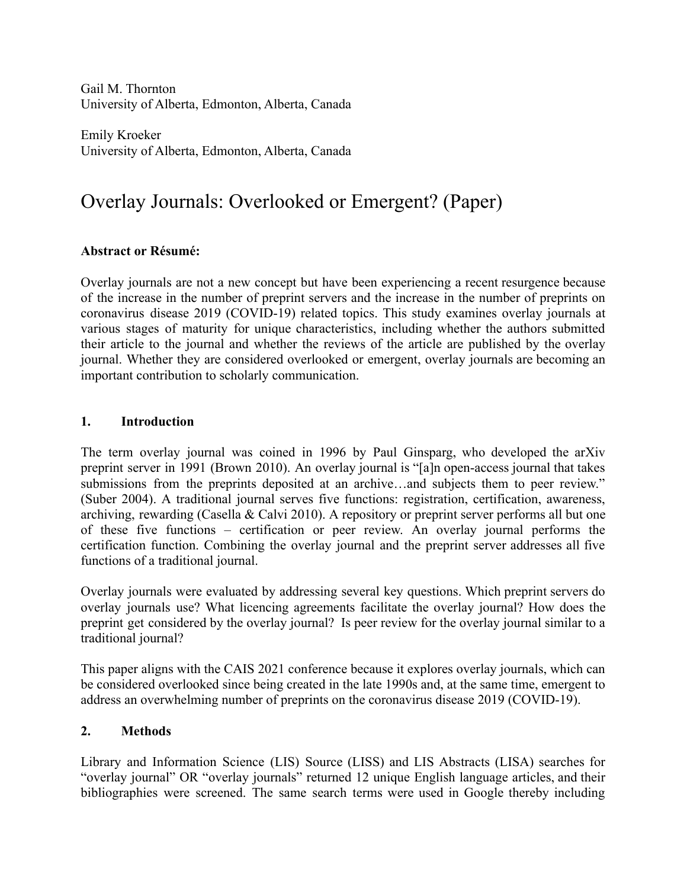Gail M. Thornton
University of Alberta, Edmonton, Alberta, Canada

Emily Kroeker
University of Alberta, Edmonton, Alberta, Canada

# Overlay Journals: Overlooked or Emergent? (Paper)

**Abstract or Résumé:**

Overlay journals are not a new concept but have been experiencing a recent resurgence because of the increase in the number of preprint servers and the increase in the number of preprints on coronavirus disease 2019 (COVID-19) related topics. This study examines overlay journals at various stages of maturity for unique characteristics, including whether the authors submitted their article to the journal and whether the reviews of the article are published by the overlay journal. Whether they are considered overlooked or emergent, overlay journals are becoming an important contribution to scholarly communication.

## 1. Introduction

The term overlay journal was coined in 1996 by Paul Ginsparg, who developed the arXiv preprint server in 1991 (Brown 2010). An overlay journal is "[a]n open-access journal that takes submissions from the preprints deposited at an archive…and subjects them to peer review." (Suber 2004). A traditional journal serves five functions: registration, certification, awareness, archiving, rewarding (Casella & Calvi 2010). A repository or preprint server performs all but one of these five functions – certification or peer review. An overlay journal performs the certification function. Combining the overlay journal and the preprint server addresses all five functions of a traditional journal.

Overlay journals were evaluated by addressing several key questions. Which preprint servers do overlay journals use? What licencing agreements facilitate the overlay journal? How does the preprint get considered by the overlay journal? Is peer review for the overlay journal similar to a traditional journal?

This paper aligns with the CAIS 2021 conference because it explores overlay journals, which can be considered overlooked since being created in the late 1990s and, at the same time, emergent to address an overwhelming number of preprints on the coronavirus disease 2019 (COVID-19).

## 2. Methods

Library and Information Science (LIS) Source (LISS) and LIS Abstracts (LISA) searches for "overlay journal" OR "overlay journals" returned 12 unique English language articles, and their bibliographies were screened. The same search terms were used in Google thereby including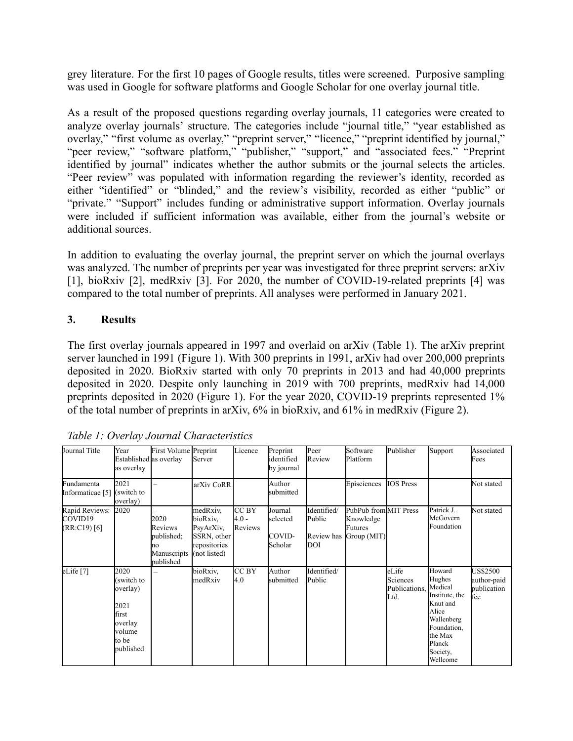grey literature. For the first 10 pages of Google results, titles were screened. Purposive sampling was used in Google for software platforms and Google Scholar for one overlay journal title.

As a result of the proposed questions regarding overlay journals, 11 categories were created to analyze overlay journals' structure. The categories include "journal title," "year established as overlay," "first volume as overlay," "preprint server," "licence," "preprint identified by journal," "peer review," "software platform," "publisher," "support," and "associated fees." "Preprint identified by journal" indicates whether the author submits or the journal selects the articles. "Peer review" was populated with information regarding the reviewer's identity, recorded as either "identified" or "blinded," and the review's visibility, recorded as either "public" or "private." "Support" includes funding or administrative support information. Overlay journals were included if sufficient information was available, either from the journal's website or additional sources.

In addition to evaluating the overlay journal, the preprint server on which the journal overlays was analyzed. The number of preprints per year was investigated for three preprint servers: arXiv [1], bioRxiv [2], medRxiv [3]. For 2020, the number of COVID-19-related preprints [4] was compared to the total number of preprints. All analyses were performed in January 2021.

## 3. Results

The first overlay journals appeared in 1997 and overlaid on arXiv (Table 1). The arXiv preprint server launched in 1991 (Figure 1). With 300 preprints in 1991, arXiv had over 200,000 preprints deposited in 2020. BioRxiv started with only 70 preprints in 2013 and had 40,000 preprints deposited in 2020. Despite only launching in 2019 with 700 preprints, medRxiv had 14,000 preprints deposited in 2020 (Figure 1). For the year 2020, COVID-19 preprints represented 1% of the total number of preprints in arXiv, 6% in bioRxiv, and 61% in medRxiv (Figure 2).

*Table 1: Overlay Journal Characteristics*

| Journal Title | Year Established as overlay | First Volume as overlay | Preprint Server | Licence | Preprint identified by journal | Peer Review | Software Platform | Publisher | Support | Associated Fees |
|---|---|---|---|---|---|---|---|---|---|---|
| Fundamenta Informaticae [5] | 2021 (switch to overlay) | – | arXiv CoRR | | Author submitted | | Episciences | IOS Press | | Not stated |
| Rapid Reviews: COVID19 (RR:C19) [6] | 2020 | – 2020 Reviews published; no Manuscripts published | medRxiv, bioRxiv, PsyArXiv, SSRN, other repositories (not listed) | CC BY 4.0 - Reviews | Journal selected COVID-Scholar | Identified/ Public Review has DOI | PubPub from Knowledge Futures Group (MIT) | MIT Press | Patrick J. McGovern Foundation | Not stated |
| eLife [7] | 2020 (switch to overlay) 2021 first overlay volume to be published | – | bioRxiv, medRxiv | CC BY 4.0 | Author submitted | Identified/ Public | | eLife Sciences Publications, Ltd. | Howard Hughes Medical Institute, the Knut and Alice Wallenberg Foundation, the Max Planck Society, Wellcome | US$2500 author-paid publication fee |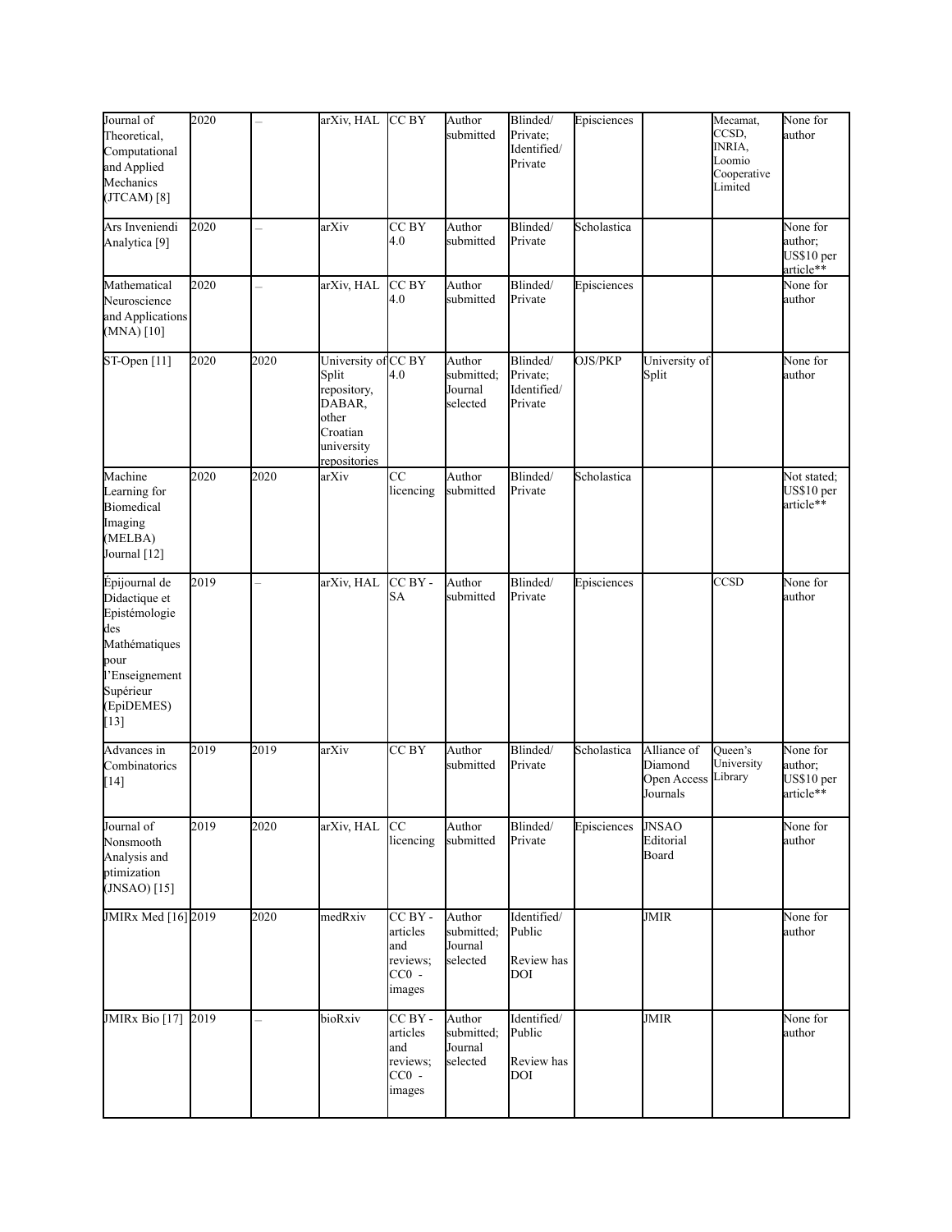| Journal of Theoretical, Computational and Applied Mechanics (JTCAM) [8] | 2020 | – | arXiv, HAL | CC BY | Author submitted | Blinded/ Private; Identified/ Private | Episciences | | Mecamat, CCSD, INRIA, Loomio Cooperative Limited | None for author |
|---|---|---|---|---|---|---|---|---|---|---|
| Ars Inveniendi Analytica [9] | 2020 | – | arXiv | CC BY 4.0 | Author submitted | Blinded/ Private | Scholastica | | | None for author; US$10 per article** |
| Mathematical Neuroscience and Applications (MNA) [10] | 2020 | – | arXiv, HAL | CC BY 4.0 | Author submitted | Blinded/ Private | Episciences | | | None for author |
| ST-Open [11] | 2020 | 2020 | University of Split repository, DABAR, other Croatian university repositories | CC BY 4.0 | Author submitted; Journal selected | Blinded/ Private; Identified/ Private | OJS/PKP | University of Split | | None for author |
| Machine Learning for Biomedical Imaging (MELBA) Journal [12] | 2020 | 2020 | arXiv | CC licencing | Author submitted | Blinded/ Private | Scholastica | | | Not stated; US$10 per article** |
| Épijournal de Didactique et Epistémologie des Mathématiques pour l'Enseignement Supérieur (EpiDEMES) [13] | 2019 | – | arXiv, HAL | CC BY - SA | Author submitted | Blinded/ Private | Episciences | | CCSD | None for author |
| Advances in Combinatorics [14] | 2019 | 2019 | arXiv | CC BY | Author submitted | Blinded/ Private | Scholastica | Alliance of Diamond Open Access Journals | Queen's University Library | None for author; US$10 per article** |
| Journal of Nonsmooth Analysis and ptimization (JNSAO) [15] | 2019 | 2020 | arXiv, HAL | CC licencing | Author submitted | Blinded/ Private | Episciences | JNSAO Editorial Board | | None for author |
| JMIRx Med [16] | 2019 | 2020 | medRxiv | CC BY - articles and reviews; CC0 - images | Author submitted; Journal selected | Identified/ Public<br>Review has DOI | | JMIR | | None for author |
| JMIRx Bio [17] | 2019 | – | bioRxiv | CC BY - articles and reviews; CC0 - images | Author submitted; Journal selected | Identified/ Public<br>Review has DOI | | JMIR | | None for author |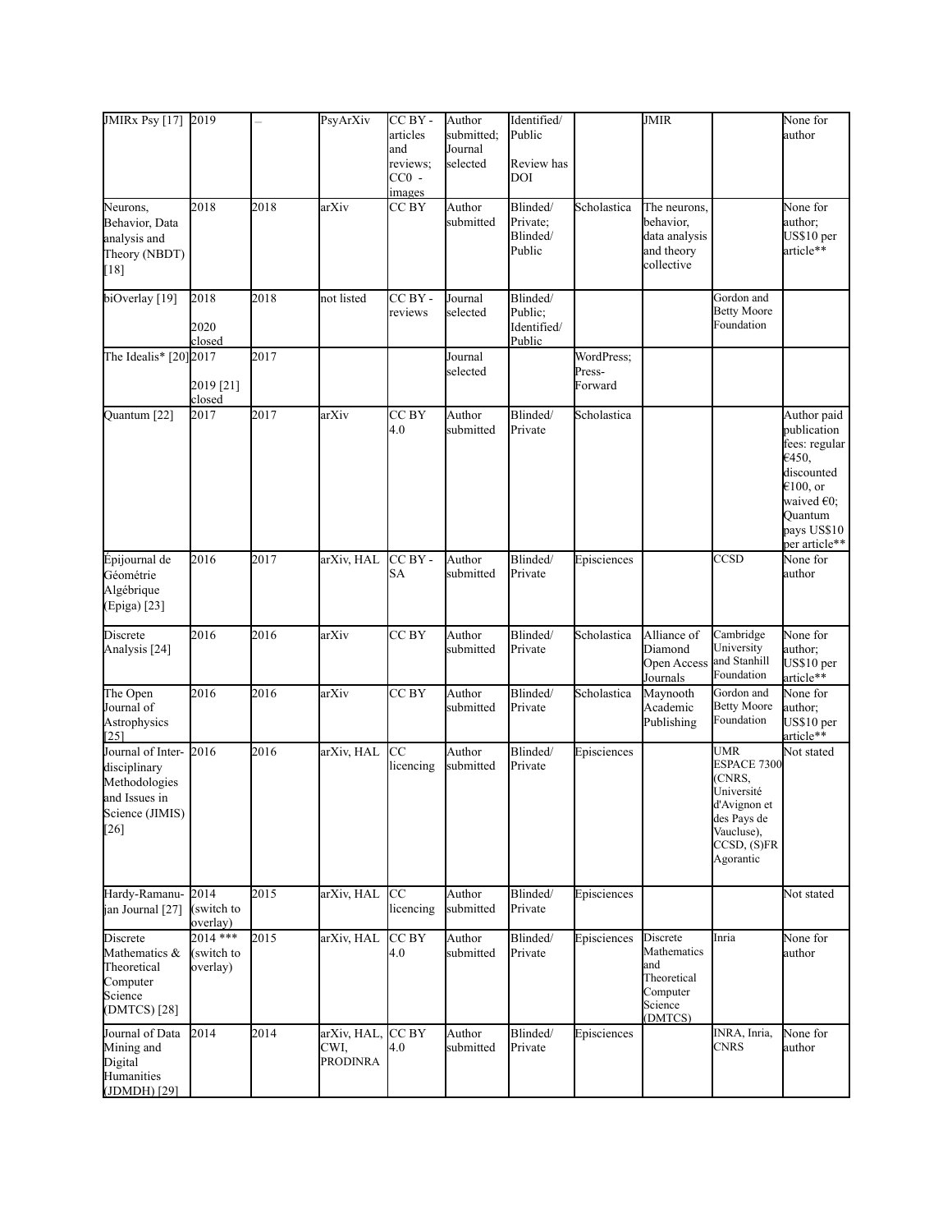| JMIRx Psy [17] | 2019 | – | PsyArXiv | CC BY - articles and reviews; CC0 - images | Author submitted; Journal selected | Identified/ Public<br><br>Review has DOI | | JMIR | | None for author |
|---|---|---|---|---|---|---|---|---|---|---|
| Neurons, Behavior, Data analysis and Theory (NBDT) [18] | 2018 | 2018 | arXiv | CC BY | Author submitted | Blinded/ Private; Blinded/ Public | Scholastica | The neurons, behavior, data analysis and theory collective | | None for author; US$10 per article** |
| biOverlay [19] | 2018<br><br>2020 closed | 2018 | not listed | CC BY - reviews | Journal selected | Blinded/ Public; Identified/ Public | | | Gordon and Betty Moore Foundation | |
| The Idealis* [20] | 2017<br><br>2019 [21] closed | 2017 | | | Journal selected | | WordPress; Press-Forward | | | |
| Quantum [22] | 2017 | 2017 | arXiv | CC BY 4.0 | Author submitted | Blinded/ Private | Scholastica | | | Author paid publication fees: regular €450, discounted €100, or waived €0; Quantum pays US$10 per article** |
| Épijournal de Géométrie Algébrique (Epiga) [23] | 2016 | 2017 | arXiv, HAL | CC BY - SA | Author submitted | Blinded/ Private | Episciences | | CCSD | None for author |
| Discrete Analysis [24] | 2016 | 2016 | arXiv | CC BY | Author submitted | Blinded/ Private | Scholastica | Alliance of Diamond Open Access Journals | Cambridge University and Stanhill Foundation | None for author; US$10 per article** |
| The Open Journal of Astrophysics [25] | 2016 | 2016 | arXiv | CC BY | Author submitted | Blinded/ Private | Scholastica | Maynooth Academic Publishing | Gordon and Betty Moore Foundation | None for author; US$10 per article** |
| Journal of Inter-disciplinary Methodologies and Issues in Science (JIMIS) [26] | 2016 | 2016 | arXiv, HAL | CC licencing | Author submitted | Blinded/ Private | Episciences | | UMR ESPACE 7300 (CNRS, Université d'Avignon et des Pays de Vaucluse), CCSD, (S)FR Agorantic | Not stated |
| Hardy-Ramanujan Journal [27] | 2014 (switch to overlay) | 2015 | arXiv, HAL | CC licencing | Author submitted | Blinded/ Private | Episciences | | | Not stated |
| Discrete Mathematics & Theoretical Computer Science (DMTCS) [28] | 2014 *** (switch to overlay) | 2015 | arXiv, HAL | CC BY 4.0 | Author submitted | Blinded/ Private | Episciences | Discrete Mathematics and Theoretical Computer Science (DMTCS) | Inria | None for author |
| Journal of Data Mining and Digital Humanities (JDMDH) [29] | 2014 | 2014 | arXiv, HAL, CWI, PRODINRA | CC BY 4.0 | Author submitted | Blinded/ Private | Episciences | | INRA, Inria, CNRS | None for author |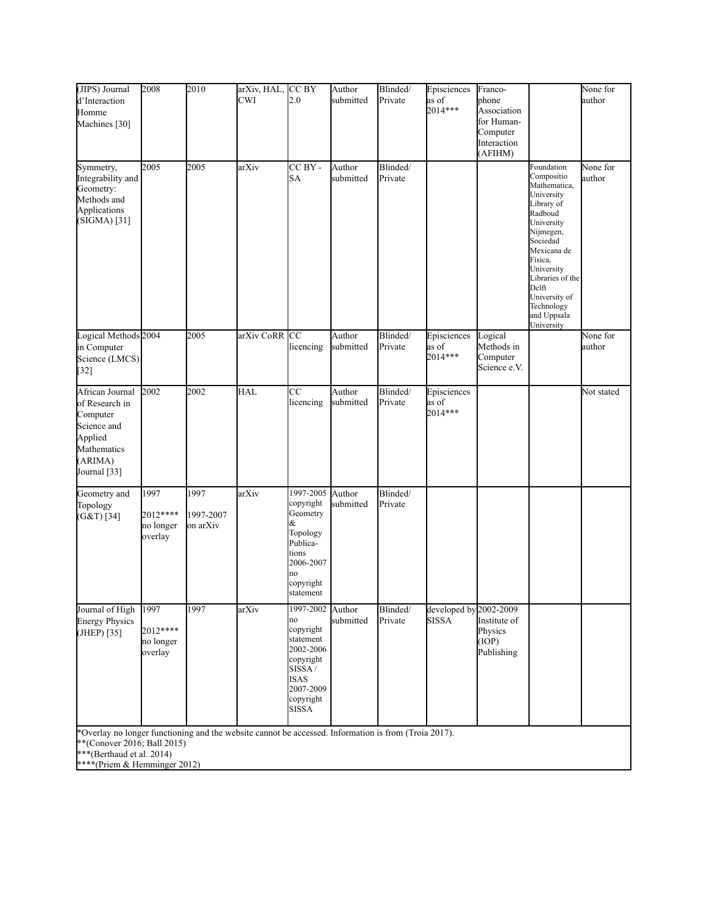| (JIPS) Journal d'Interaction Homme Machines [30] | 2008 | 2010 | arXiv, HAL, CWI | CC BY 2.0 | Author submitted | Blinded/ Private | Episciences as of 2014*** | Franco-phone Association for Human-Computer Interaction (AFIHM) | | None for author |
|---|---|---|---|---|---|---|---|---|---|---|
| Symmetry, Integrability and Geometry: Methods and Applications (SIGMA) [31] | 2005 | 2005 | arXiv | CC BY - SA | Author submitted | Blinded/ Private | | | Foundation Compositio Mathematica, University Library of Radboud University Nijmegen, Sociedad Mexicana de Física, University Libraries of the Delft University of Technology and Uppsala University | None for author |
| Logical Methods in Computer Science (LMCS) [32] | 2004 | 2005 | arXiv CoRR | CC licencing | Author submitted | Blinded/ Private | Episciences as of 2014*** | Logical Methods in Computer Science e.V. | | None for author |
| African Journal of Research in Computer Science and Applied Mathematics (ARIMA) Journal [33] | 2002 | 2002 | HAL | CC licencing | Author submitted | Blinded/ Private | Episciences as of 2014*** | | | Not stated |
| Geometry and Topology (G&T) [34] | 1997 2012**** no longer overlay | 1997 1997-2007 on arXiv | arXiv | 1997-2005 copyright Geometry & Topology Publica-tions 2006-2007 no copyright statement | Author submitted | Blinded/ Private | | | | |
| Journal of High Energy Physics (JHEP) [35] | 1997 2012**** no longer overlay | 1997 | arXiv | 1997-2002 no copyright statement 2002-2006 copyright SISSA / ISAS 2007-2009 copyright SISSA | Author submitted | Blinded/ Private | developed by SISSA | 2002-2009 Institute of Physics (IOP) Publishing | | |

*Overlay no longer functioning and the website cannot be accessed. Information is from (Troia 2017).
**(Conover 2016; Ball 2015)
***(Berthaud et al. 2014)
****(Priem & Hemminger 2012)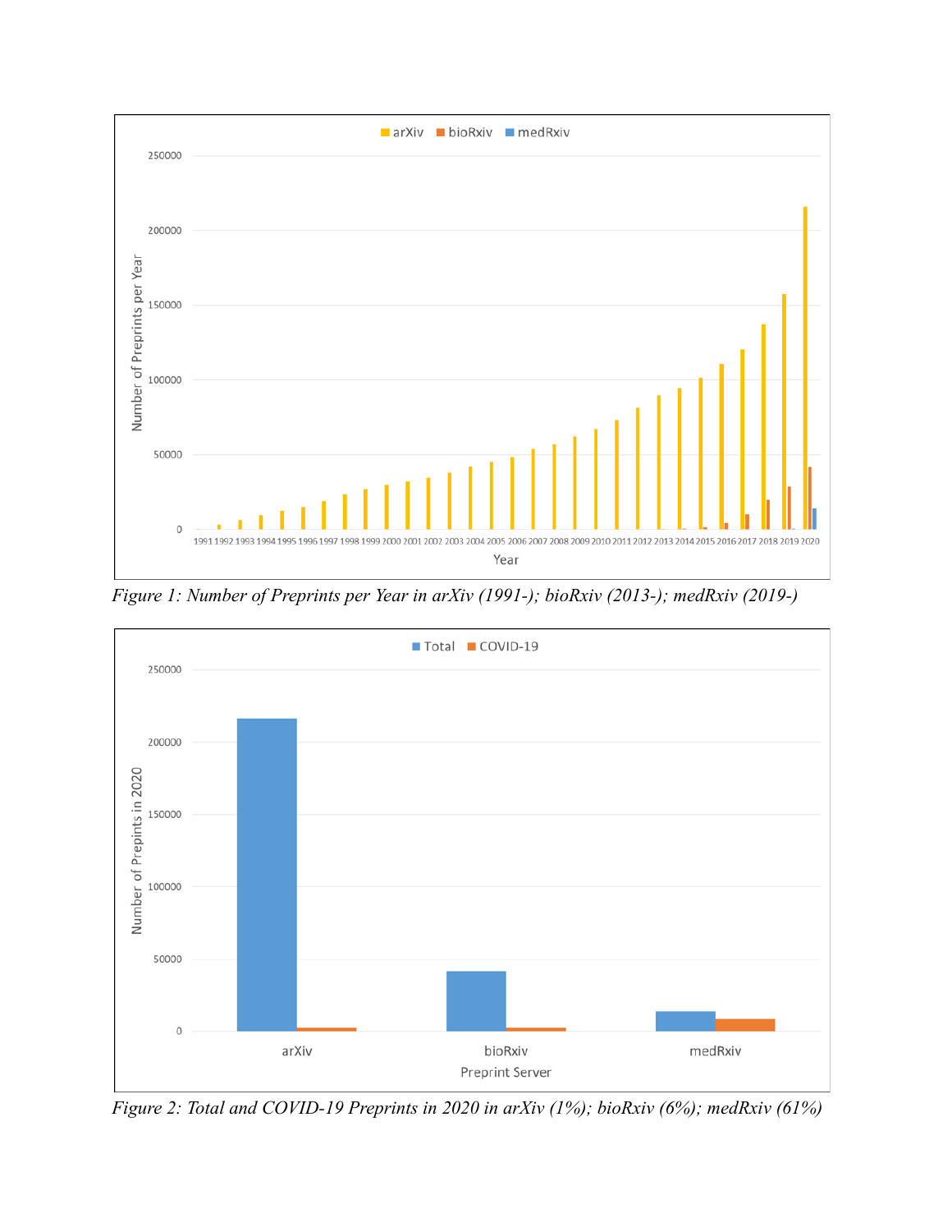*Figure 1: Number of Preprints per Year in arXiv (1991-); bioRxiv (2013-); medRxiv (2019-)*

*Figure 2: Total and COVID-19 Preprints in 2020 in arXiv (1%); bioRxiv (6%); medRxiv (61%)*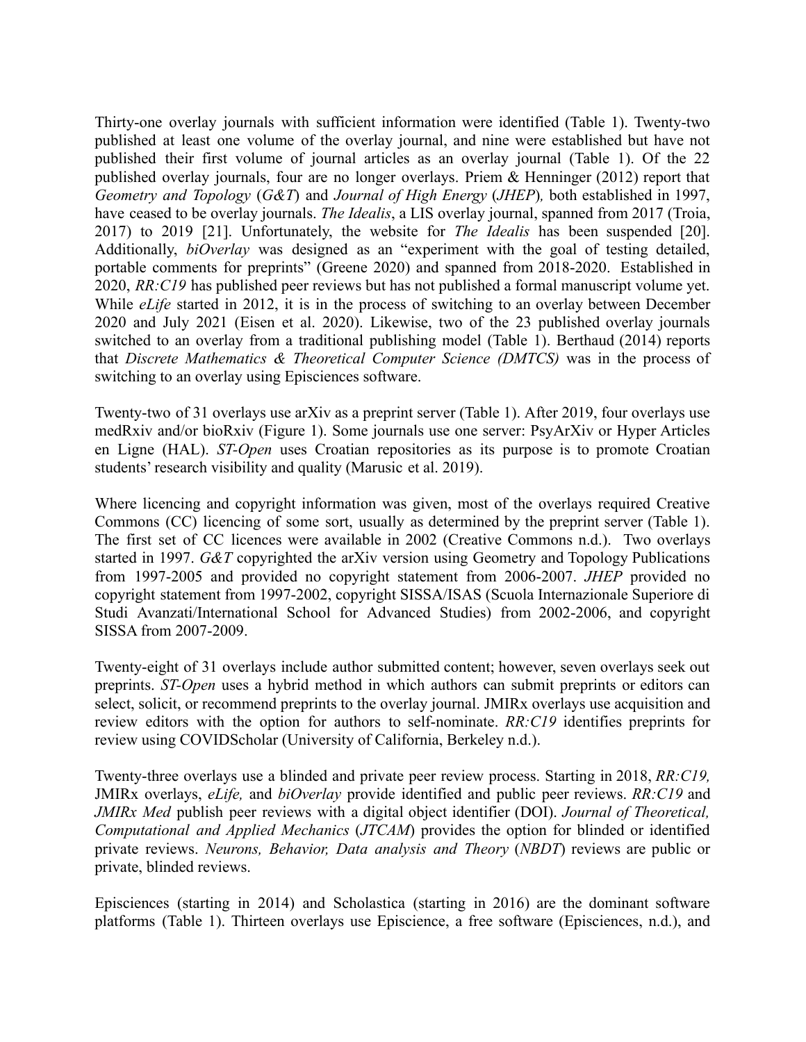Thirty-one overlay journals with sufficient information were identified (Table 1). Twenty-two published at least one volume of the overlay journal, and nine were established but have not published their first volume of journal articles as an overlay journal (Table 1). Of the 22 published overlay journals, four are no longer overlays. Priem & Henninger (2012) report that *Geometry and Topology* (*G&T*) and *Journal of High Energy* (*JHEP*), both established in 1997, have ceased to be overlay journals. *The Idealis*, a LIS overlay journal, spanned from 2017 (Troia, 2017) to 2019 [21]. Unfortunately, the website for *The Idealis* has been suspended [20]. Additionally, *biOverlay* was designed as an "experiment with the goal of testing detailed, portable comments for preprints" (Greene 2020) and spanned from 2018-2020. Established in 2020, *RR:C19* has published peer reviews but has not published a formal manuscript volume yet. While *eLife* started in 2012, it is in the process of switching to an overlay between December 2020 and July 2021 (Eisen et al. 2020). Likewise, two of the 23 published overlay journals switched to an overlay from a traditional publishing model (Table 1). Berthaud (2014) reports that *Discrete Mathematics & Theoretical Computer Science (DMTCS)* was in the process of switching to an overlay using Episciences software.

Twenty-two of 31 overlays use arXiv as a preprint server (Table 1). After 2019, four overlays use medRxiv and/or bioRxiv (Figure 1). Some journals use one server: PsyArXiv or Hyper Articles en Ligne (HAL). *ST-Open* uses Croatian repositories as its purpose is to promote Croatian students' research visibility and quality (Marusic et al. 2019).

Where licencing and copyright information was given, most of the overlays required Creative Commons (CC) licencing of some sort, usually as determined by the preprint server (Table 1). The first set of CC licences were available in 2002 (Creative Commons n.d.). Two overlays started in 1997. *G&T* copyrighted the arXiv version using Geometry and Topology Publications from 1997-2005 and provided no copyright statement from 2006-2007. *JHEP* provided no copyright statement from 1997-2002, copyright SISSA/ISAS (Scuola Internazionale Superiore di Studi Avanzati/International School for Advanced Studies) from 2002-2006, and copyright SISSA from 2007-2009.

Twenty-eight of 31 overlays include author submitted content; however, seven overlays seek out preprints. *ST-Open* uses a hybrid method in which authors can submit preprints or editors can select, solicit, or recommend preprints to the overlay journal. JMIRx overlays use acquisition and review editors with the option for authors to self-nominate. *RR:C19* identifies preprints for review using COVIDScholar (University of California, Berkeley n.d.).

Twenty-three overlays use a blinded and private peer review process. Starting in 2018, *RR:C19,* JMIRx overlays, *eLife,* and *biOverlay* provide identified and public peer reviews. *RR:C19* and *JMIRx Med* publish peer reviews with a digital object identifier (DOI). *Journal of Theoretical, Computational and Applied Mechanics* (*JTCAM*) provides the option for blinded or identified private reviews. *Neurons, Behavior, Data analysis and Theory* (*NBDT*) reviews are public or private, blinded reviews.

Episciences (starting in 2014) and Scholastica (starting in 2016) are the dominant software platforms (Table 1). Thirteen overlays use Episcience, a free software (Episciences, n.d.), and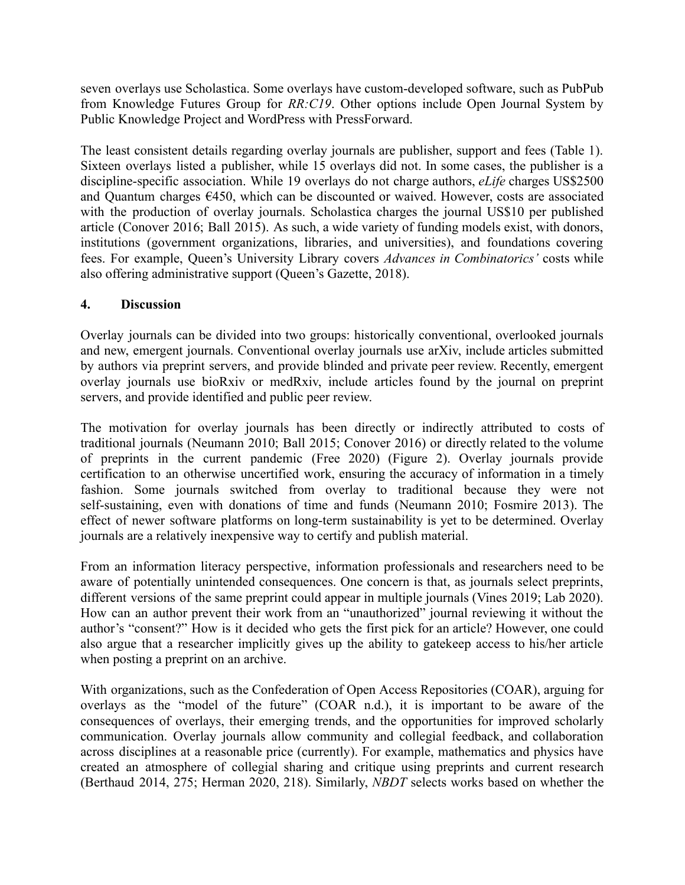seven overlays use Scholastica. Some overlays have custom-developed software, such as PubPub from Knowledge Futures Group for *RR:C19*. Other options include Open Journal System by Public Knowledge Project and WordPress with PressForward.

The least consistent details regarding overlay journals are publisher, support and fees (Table 1). Sixteen overlays listed a publisher, while 15 overlays did not. In some cases, the publisher is a discipline-specific association. While 19 overlays do not charge authors, *eLife* charges US$2500 and Quantum charges €450, which can be discounted or waived. However, costs are associated with the production of overlay journals. Scholastica charges the journal US$10 per published article (Conover 2016; Ball 2015). As such, a wide variety of funding models exist, with donors, institutions (government organizations, libraries, and universities), and foundations covering fees. For example, Queen's University Library covers *Advances in Combinatorics'* costs while also offering administrative support (Queen's Gazette, 2018).

## 4. Discussion

Overlay journals can be divided into two groups: historically conventional, overlooked journals and new, emergent journals. Conventional overlay journals use arXiv, include articles submitted by authors via preprint servers, and provide blinded and private peer review. Recently, emergent overlay journals use bioRxiv or medRxiv, include articles found by the journal on preprint servers, and provide identified and public peer review.

The motivation for overlay journals has been directly or indirectly attributed to costs of traditional journals (Neumann 2010; Ball 2015; Conover 2016) or directly related to the volume of preprints in the current pandemic (Free 2020) (Figure 2). Overlay journals provide certification to an otherwise uncertified work, ensuring the accuracy of information in a timely fashion. Some journals switched from overlay to traditional because they were not self-sustaining, even with donations of time and funds (Neumann 2010; Fosmire 2013). The effect of newer software platforms on long-term sustainability is yet to be determined. Overlay journals are a relatively inexpensive way to certify and publish material.

From an information literacy perspective, information professionals and researchers need to be aware of potentially unintended consequences. One concern is that, as journals select preprints, different versions of the same preprint could appear in multiple journals (Vines 2019; Lab 2020). How can an author prevent their work from an "unauthorized" journal reviewing it without the author's "consent?" How is it decided who gets the first pick for an article? However, one could also argue that a researcher implicitly gives up the ability to gatekeep access to his/her article when posting a preprint on an archive.

With organizations, such as the Confederation of Open Access Repositories (COAR), arguing for overlays as the "model of the future" (COAR n.d.), it is important to be aware of the consequences of overlays, their emerging trends, and the opportunities for improved scholarly communication. Overlay journals allow community and collegial feedback, and collaboration across disciplines at a reasonable price (currently). For example, mathematics and physics have created an atmosphere of collegial sharing and critique using preprints and current research (Berthaud 2014, 275; Herman 2020, 218). Similarly, *NBDT* selects works based on whether the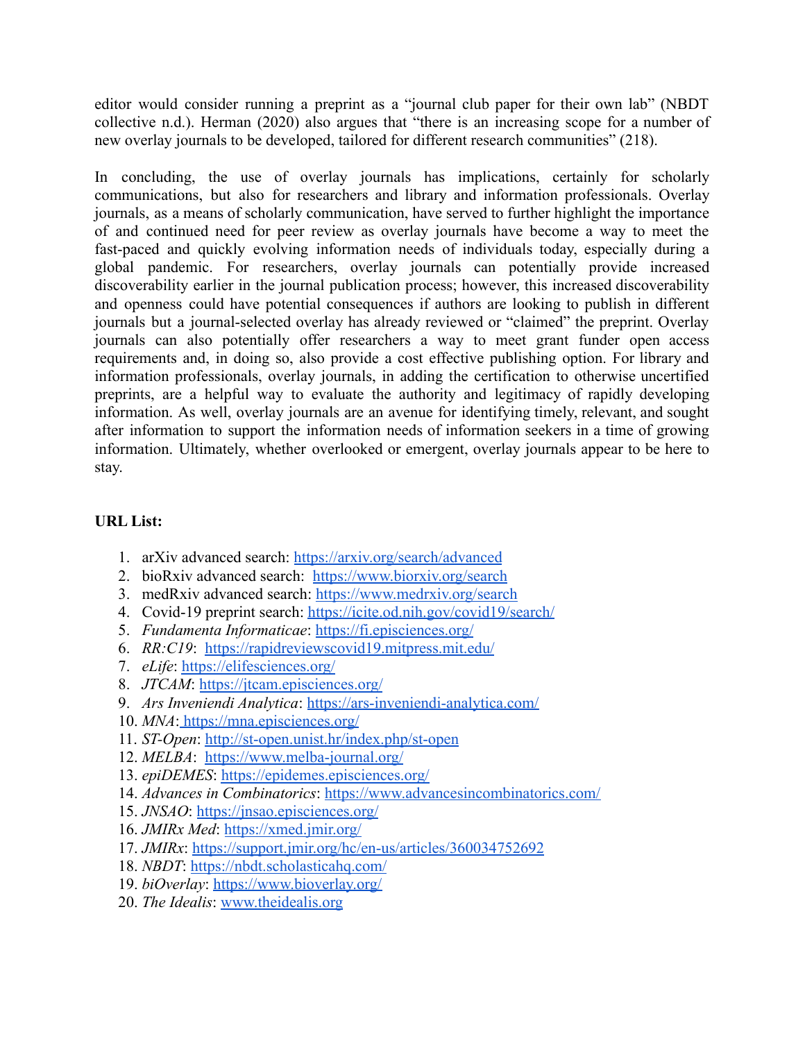editor would consider running a preprint as a "journal club paper for their own lab" (NBDT collective n.d.). Herman (2020) also argues that "there is an increasing scope for a number of new overlay journals to be developed, tailored for different research communities" (218).

In concluding, the use of overlay journals has implications, certainly for scholarly communications, but also for researchers and library and information professionals. Overlay journals, as a means of scholarly communication, have served to further highlight the importance of and continued need for peer review as overlay journals have become a way to meet the fast-paced and quickly evolving information needs of individuals today, especially during a global pandemic. For researchers, overlay journals can potentially provide increased discoverability earlier in the journal publication process; however, this increased discoverability and openness could have potential consequences if authors are looking to publish in different journals but a journal-selected overlay has already reviewed or "claimed" the preprint. Overlay journals can also potentially offer researchers a way to meet grant funder open access requirements and, in doing so, also provide a cost effective publishing option. For library and information professionals, overlay journals, in adding the certification to otherwise uncertified preprints, are a helpful way to evaluate the authority and legitimacy of rapidly developing information. As well, overlay journals are an avenue for identifying timely, relevant, and sought after information to support the information needs of information seekers in a time of growing information. Ultimately, whether overlooked or emergent, overlay journals appear to be here to stay.

**URL List:**

1. arXiv advanced search: https://arxiv.org/search/advanced
2. bioRxiv advanced search: https://www.biorxiv.org/search
3. medRxiv advanced search: https://www.medrxiv.org/search
4. Covid-19 preprint search: https://icite.od.nih.gov/covid19/search/
5. *Fundamenta Informaticae*: https://fi.episciences.org/
6. *RR:C19*: https://rapidreviewscovid19.mitpress.mit.edu/
7. *eLife*: https://elifesciences.org/
8. *JTCAM*: https://jtcam.episciences.org/
9. *Ars Inveniendi Analytica*: https://ars-inveniendi-analytica.com/
10. *MNA*: https://mna.episciences.org/
11. *ST-Open*: http://st-open.unist.hr/index.php/st-open
12. *MELBA*: https://www.melba-journal.org/
13. *epiDEMES*: https://epidemes.episciences.org/
14. *Advances in Combinatorics*: https://www.advancesincombinatorics.com/
15. *JNSAO*: https://jnsao.episciences.org/
16. *JMIRx Med*: https://xmed.jmir.org/
17. *JMIRx*: https://support.jmir.org/hc/en-us/articles/360034752692
18. *NBDT*: https://nbdt.scholasticahq.com/
19. *biOverlay*: https://www.bioverlay.org/
20. *The Idealis*: www.theidealis.org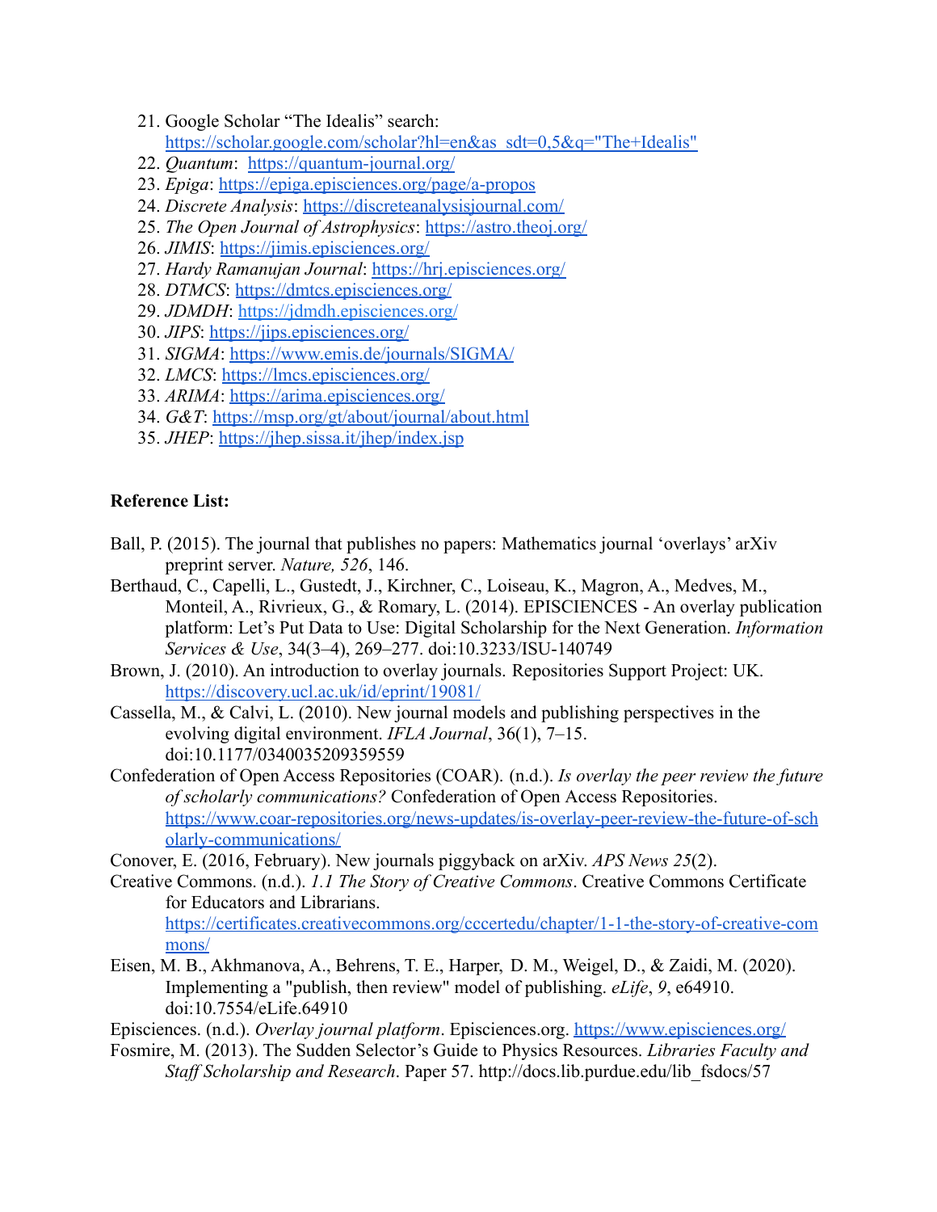21. Google Scholar "The Idealis" search: https://scholar.google.com/scholar?hl=en&as_sdt=0,5&q="The+Idealis"
22. *Quantum*: https://quantum-journal.org/
23. *Epiga*: https://epiga.episciences.org/page/a-propos
24. *Discrete Analysis*: https://discreteanalysisjournal.com/
25. *The Open Journal of Astrophysics*: https://astro.theoj.org/
26. *JIMIS*: https://jimis.episciences.org/
27. *Hardy Ramanujan Journal*: https://hrj.episciences.org/
28. *DTMCS*: https://dmtcs.episciences.org/
29. *JDMDH*: https://jdmdh.episciences.org/
30. *JIPS*: https://jips.episciences.org/
31. *SIGMA*: https://www.emis.de/journals/SIGMA/
32. *LMCS*: https://lmcs.episciences.org/
33. *ARIMA*: https://arima.episciences.org/
34. *G&T*: https://msp.org/gt/about/journal/about.html
35. *JHEP*: https://jhep.sissa.it/jhep/index.jsp

**Reference List:**

Ball, P. (2015). The journal that publishes no papers: Mathematics journal 'overlays' arXiv preprint server. *Nature, 526*, 146.

Berthaud, C., Capelli, L., Gustedt, J., Kirchner, C., Loiseau, K., Magron, A., Medves, M., Monteil, A., Rivrieux, G., & Romary, L. (2014). EPISCIENCES - An overlay publication platform: Let's Put Data to Use: Digital Scholarship for the Next Generation. *Information Services & Use*, 34(3–4), 269–277. doi:10.3233/ISU-140749

Brown, J. (2010). An introduction to overlay journals. Repositories Support Project: UK. https://discovery.ucl.ac.uk/id/eprint/19081/

Cassella, M., & Calvi, L. (2010). New journal models and publishing perspectives in the evolving digital environment. *IFLA Journal*, 36(1), 7–15. doi:10.1177/0340035209359559

Confederation of Open Access Repositories (COAR). (n.d.). *Is overlay the peer review the future of scholarly communications?* Confederation of Open Access Repositories. https://www.coar-repositories.org/news-updates/is-overlay-peer-review-the-future-of-scholarly-communications/

Conover, E. (2016, February). New journals piggyback on arXiv. *APS News 25*(2).

Creative Commons. (n.d.). *1.1 The Story of Creative Commons*. Creative Commons Certificate for Educators and Librarians. https://certificates.creativecommons.org/cccertedu/chapter/1-1-the-story-of-creative-commons/

Eisen, M. B., Akhmanova, A., Behrens, T. E., Harper, D. M., Weigel, D., & Zaidi, M. (2020). Implementing a "publish, then review" model of publishing. *eLife*, *9*, e64910. doi:10.7554/eLife.64910

Episciences. (n.d.). *Overlay journal platform*. Episciences.org. https://www.episciences.org/

Fosmire, M. (2013). The Sudden Selector's Guide to Physics Resources. *Libraries Faculty and Staff Scholarship and Research*. Paper 57. http://docs.lib.purdue.edu/lib_fsdocs/57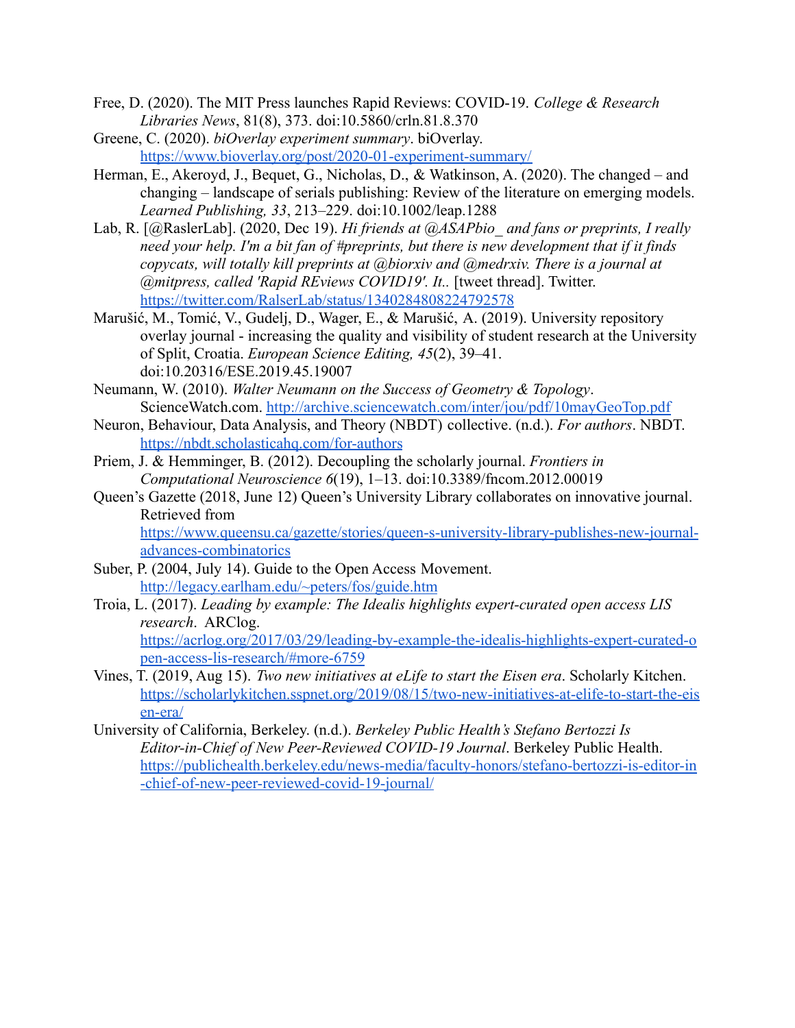Free, D. (2020). The MIT Press launches Rapid Reviews: COVID-19. *College & Research Libraries News*, 81(8), 373. doi:10.5860/crln.81.8.370

Greene, C. (2020). *biOverlay experiment summary*. biOverlay. https://www.bioverlay.org/post/2020-01-experiment-summary/

Herman, E., Akeroyd, J., Bequet, G., Nicholas, D., & Watkinson, A. (2020). The changed – and changing – landscape of serials publishing: Review of the literature on emerging models. *Learned Publishing, 33*, 213–229. doi:10.1002/leap.1288

Lab, R. [@RaslerLab]. (2020, Dec 19). *Hi friends at @ASAPbio_ and fans or preprints, I really need your help. I'm a bit fan of #preprints, but there is new development that if it finds copycats, will totally kill preprints at @biorxiv and @medrxiv. There is a journal at @mitpress, called 'Rapid REviews COVID19'. It..* [tweet thread]. Twitter. https://twitter.com/RalserLab/status/1340284808224792578

Marušić, M., Tomić, V., Gudelj, D., Wager, E., & Marušić, A. (2019). University repository overlay journal - increasing the quality and visibility of student research at the University of Split, Croatia. *European Science Editing, 45*(2), 39–41. doi:10.20316/ESE.2019.45.19007

Neumann, W. (2010). *Walter Neumann on the Success of Geometry & Topology*. ScienceWatch.com. http://archive.sciencewatch.com/inter/jou/pdf/10mayGeoTop.pdf

Neuron, Behaviour, Data Analysis, and Theory (NBDT) collective. (n.d.). *For authors*. NBDT. https://nbdt.scholasticahq.com/for-authors

Priem, J. & Hemminger, B. (2012). Decoupling the scholarly journal. *Frontiers in Computational Neuroscience 6*(19), 1–13. doi:10.3389/fncom.2012.00019

Queen's Gazette (2018, June 12) Queen's University Library collaborates on innovative journal. Retrieved from https://www.queensu.ca/gazette/stories/queen-s-university-library-publishes-new-journal-advances-combinatorics

Suber, P. (2004, July 14). Guide to the Open Access Movement. http://legacy.earlham.edu/~peters/fos/guide.htm

Troia, L. (2017). *Leading by example: The Idealis highlights expert-curated open access LIS research*. ARClog. https://acrlog.org/2017/03/29/leading-by-example-the-idealis-highlights-expert-curated-open-access-lis-research/#more-6759

Vines, T. (2019, Aug 15). *Two new initiatives at eLife to start the Eisen era*. Scholarly Kitchen. https://scholarlykitchen.sspnet.org/2019/08/15/two-new-initiatives-at-elife-to-start-the-eisen-era/

University of California, Berkeley. (n.d.). *Berkeley Public Health's Stefano Bertozzi Is Editor-in-Chief of New Peer-Reviewed COVID-19 Journal*. Berkeley Public Health. https://publichealth.berkeley.edu/news-media/faculty-honors/stefano-bertozzi-is-editor-in-chief-of-new-peer-reviewed-covid-19-journal/